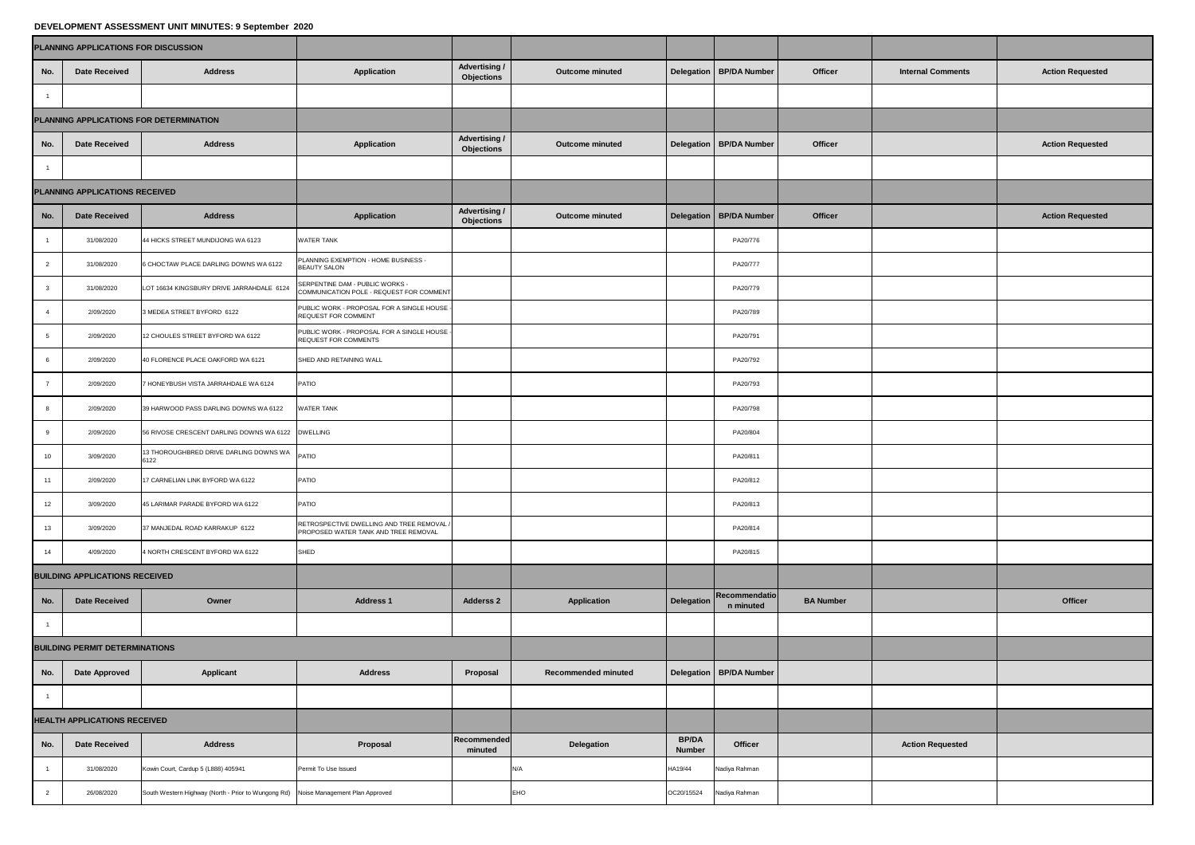**DEVELOPMENT ASSESSMENT UNIT MINUTES: 9 September 2020**

**PLANNING APPLICATIONS FOR DISCUSSION**

| No. | Date Received | Address | Application | Advertising / Objections | Outcome minuted | Delegation | BP/DA Number | Officer | Internal Comments | Action Requested |
|---|---|---|---|---|---|---|---|---|---|---|
| 1 | | | | | | | | | | |

**PLANNING APPLICATIONS FOR DETERMINATION**

| No. | Date Received | Address | Application | Advertising / Objections | Outcome minuted | Delegation | BP/DA Number | Officer | | Action Requested |
|---|---|---|---|---|---|---|---|---|---|---|
| 1 | | | | | | | | | | |

**PLANNING APPLICATIONS RECEIVED**

| No. | Date Received | Address | Application | Advertising / Objections | Outcome minuted | Delegation | BP/DA Number | Officer | | Action Requested |
|---|---|---|---|---|---|---|---|---|---|---|
| 1 | 31/08/2020 | 44 HICKS STREET MUNDIJONG WA 6123 | WATER TANK | | | | PA20/776 | | | |
| 2 | 31/08/2020 | 6 CHOCTAW PLACE DARLING DOWNS WA 6122 | PLANNING EXEMPTION - HOME BUSINESS - BEAUTY SALON | | | | PA20/777 | | | |
| 3 | 31/08/2020 | LOT 16634 KINGSBURY DRIVE JARRAHDALE 6124 | SERPENTINE DAM - PUBLIC WORKS - COMMUNICATION POLE - REQUEST FOR COMMENT | | | | PA20/779 | | | |
| 4 | 2/09/2020 | 3 MEDEA STREET BYFORD 6122 | PUBLIC WORK - PROPOSAL FOR A SINGLE HOUSE - REQUEST FOR COMMENT | | | | PA20/789 | | | |
| 5 | 2/09/2020 | 12 CHOULES STREET BYFORD WA 6122 | PUBLIC WORK - PROPOSAL FOR A SINGLE HOUSE - REQUEST FOR COMMENTS | | | | PA20/791 | | | |
| 6 | 2/09/2020 | 40 FLORENCE PLACE OAKFORD WA 6121 | SHED AND RETAINING WALL | | | | PA20/792 | | | |
| 7 | 2/09/2020 | 7 HONEYBUSH VISTA JARRAHDALE WA 6124 | PATIO | | | | PA20/793 | | | |
| 8 | 2/09/2020 | 39 HARWOOD PASS DARLING DOWNS WA 6122 | WATER TANK | | | | PA20/798 | | | |
| 9 | 2/09/2020 | 56 RIVOSE CRESCENT DARLING DOWNS WA 6122 | DWELLING | | | | PA20/804 | | | |
| 10 | 3/09/2020 | 13 THOROUGHBRED DRIVE DARLING DOWNS WA 6122 | PATIO | | | | PA20/811 | | | |
| 11 | 2/09/2020 | 17 CARNELIAN LINK BYFORD WA 6122 | PATIO | | | | PA20/812 | | | |
| 12 | 3/09/2020 | 45 LARIMAR PARADE BYFORD WA 6122 | PATIO | | | | PA20/813 | | | |
| 13 | 3/09/2020 | 37 MANJEDAL ROAD KARRAKUP 6122 | RETROSPECTIVE DWELLING AND TREE REMOVAL / PROPOSED WATER TANK AND TREE REMOVAL | | | | PA20/814 | | | |
| 14 | 4/09/2020 | 4 NORTH CRESCENT BYFORD WA 6122 | SHED | | | | PA20/815 | | | |

**BUILDING APPLICATIONS RECEIVED**

| No. | Date Received | Owner | Address 1 | Adderss 2 | Application | Delegation | Recommendation minuted | BA Number | | Officer |
|---|---|---|---|---|---|---|---|---|---|---|
| 1 | | | | | | | | | | |

**BUILDING PERMIT DETERMINATIONS**

| No. | Date Approved | Applicant | Address | Proposal | Recommended minuted | Delegation | BP/DA Number | | | |
|---|---|---|---|---|---|---|---|---|---|---|
| 1 | | | | | | | | | | |

**HEALTH APPLICATIONS RECEIVED**

| No. | Date Received | Address | Proposal | Recommended minuted | Delegation | BP/DA Number | Officer | | Action Requested | |
|---|---|---|---|---|---|---|---|---|---|---|
| 1 | 31/08/2020 | Kowin Court, Cardup 5 (L888) 405941 | Permit To Use Issued | | N/A | HA19/44 | Nadiya Rahman | | | |
| 2 | 26/08/2020 | South Western Highway (North - Prior to Wungong Rd) | Noise Management Plan Approved | | EHO | OC20/15524 | Nadiya Rahman | | | |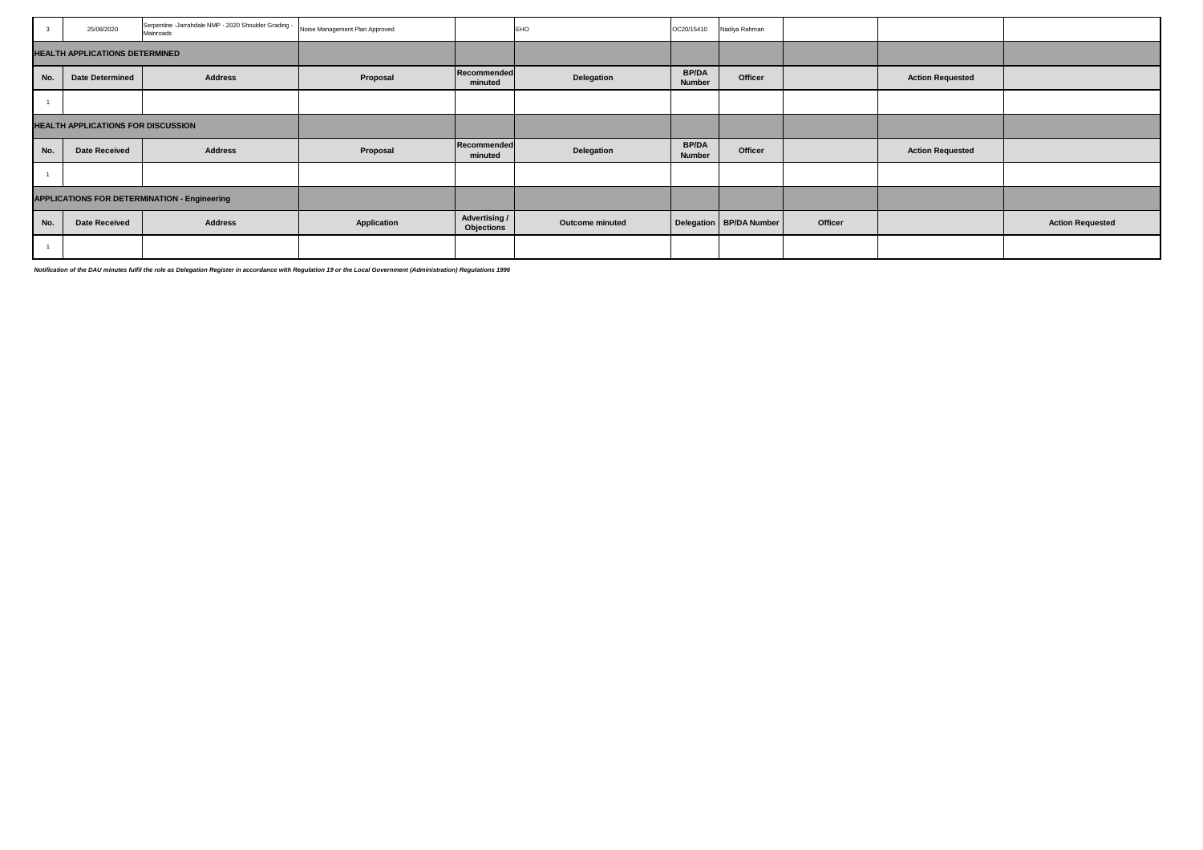| | | | | | | | | | | |
|---|---|---|---|---|---|---|---|---|---|---|
| 3 | 25/08/2020 | Serpentine -Jarrahdale NMP - 2020 Shoulder Grading - Mainroads | Noise Management Plan Approved | | EHO | OC20/15410 | Nadiya Rahman | | | |
| **HEALTH APPLICATIONS DETERMINED** | | | | | | | | | | |
| **No.** | **Date Determined** | **Address** | **Proposal** | **Recommended minuted** | **Delegation** | **BP/DA Number** | **Officer** | | **Action Requested** | |
| 1 | | | | | | | | | | |
| **HEALTH APPLICATIONS FOR DISCUSSION** | | | | | | | | | | |
| **No.** | **Date Received** | **Address** | **Proposal** | **Recommended minuted** | **Delegation** | **BP/DA Number** | **Officer** | | **Action Requested** | |
| 1 | | | | | | | | | | |
| **APPLICATIONS FOR DETERMINATION - Engineering** | | | | | | | | | | |
| **No.** | **Date Received** | **Address** | **Application** | **Advertising / Objections** | **Outcome minuted** | **Delegation** | **BP/DA Number** | **Officer** | | **Action Requested** |
| 1 | | | | | | | | | | |

*Notification of the DAU minutes fulfil the role as Delegation Register in accordance with Regulation 19 or the Local Government (Administration) Regulations 1996*